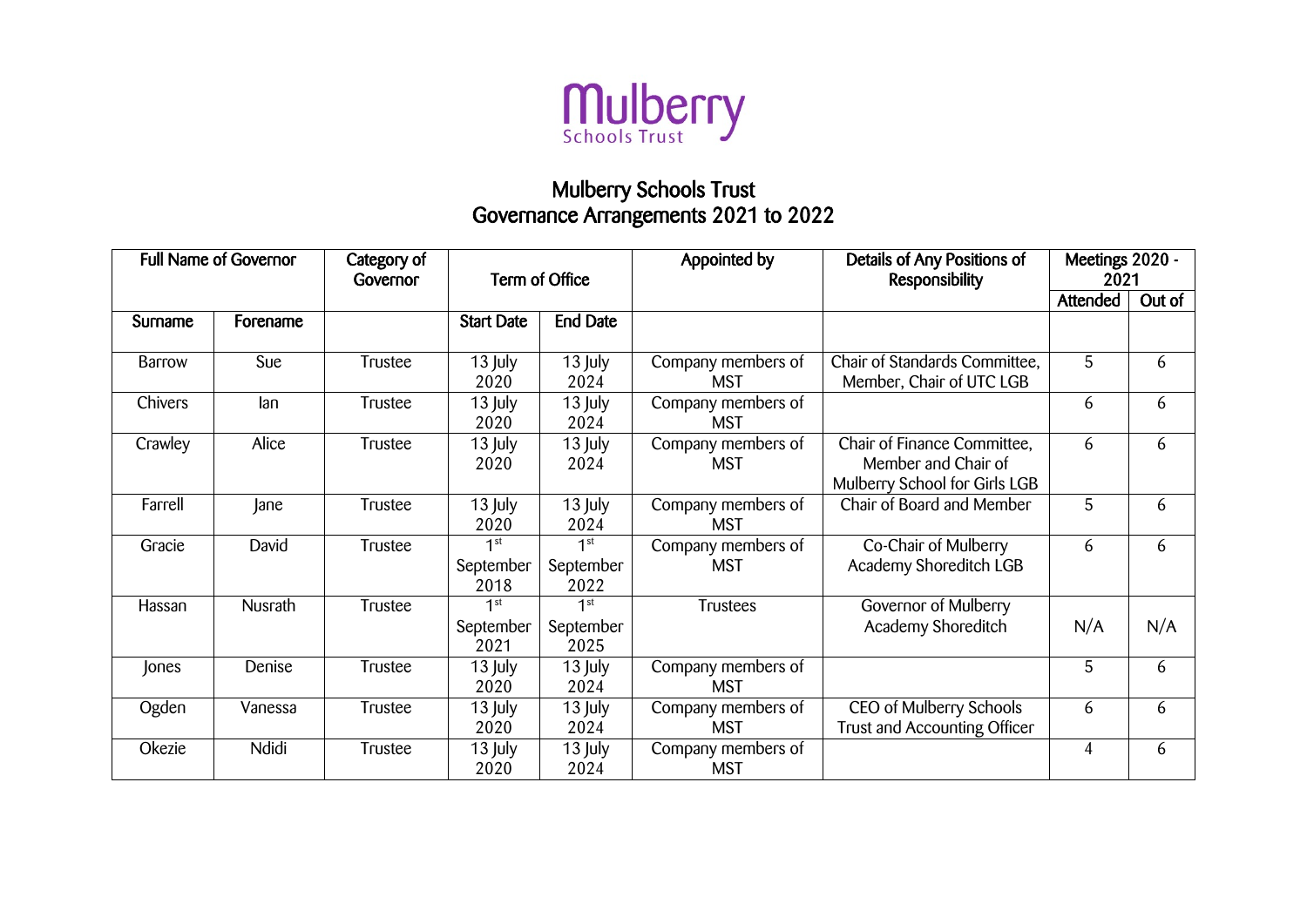Mulberry
Schools Trust

# Mulberry Schools Trust
# Governance Arrangements 2021 to 2022

| Full Name of Governor | | Category of Governor | Term of Office | | Appointed by | Details of Any Positions of Responsibility | Meetings 2020 - 2021 | |
|---|---|---|---|---|---|---|---|---|
| Surname | Forename | | Start Date | End Date | | | Attended | Out of |
| Barrow | Sue | Trustee | 13 July 2020 | 13 July 2024 | Company members of MST | Chair of Standards Committee, Member, Chair of UTC LGB | 5 | 6 |
| Chivers | Ian | Trustee | 13 July 2020 | 13 July 2024 | Company members of MST | | 6 | 6 |
| Crawley | Alice | Trustee | 13 July 2020 | 13 July 2024 | Company members of MST | Chair of Finance Committee, Member and Chair of Mulberry School for Girls LGB | 6 | 6 |
| Farrell | Jane | Trustee | 13 July 2020 | 13 July 2024 | Company members of MST | Chair of Board and Member | 5 | 6 |
| Gracie | David | Trustee | 1st September 2018 | 1st September 2022 | Company members of MST | Co-Chair of Mulberry Academy Shoreditch LGB | 6 | 6 |
| Hassan | Nusrath | Trustee | 1st September 2021 | 1st September 2025 | Trustees | Governor of Mulberry Academy Shoreditch | N/A | N/A |
| Jones | Denise | Trustee | 13 July 2020 | 13 July 2024 | Company members of MST | | 5 | 6 |
| Ogden | Vanessa | Trustee | 13 July 2020 | 13 July 2024 | Company members of MST | CEO of Mulberry Schools Trust and Accounting Officer | 6 | 6 |
| Okezie | Ndidi | Trustee | 13 July 2020 | 13 July 2024 | Company members of MST | | 4 | 6 |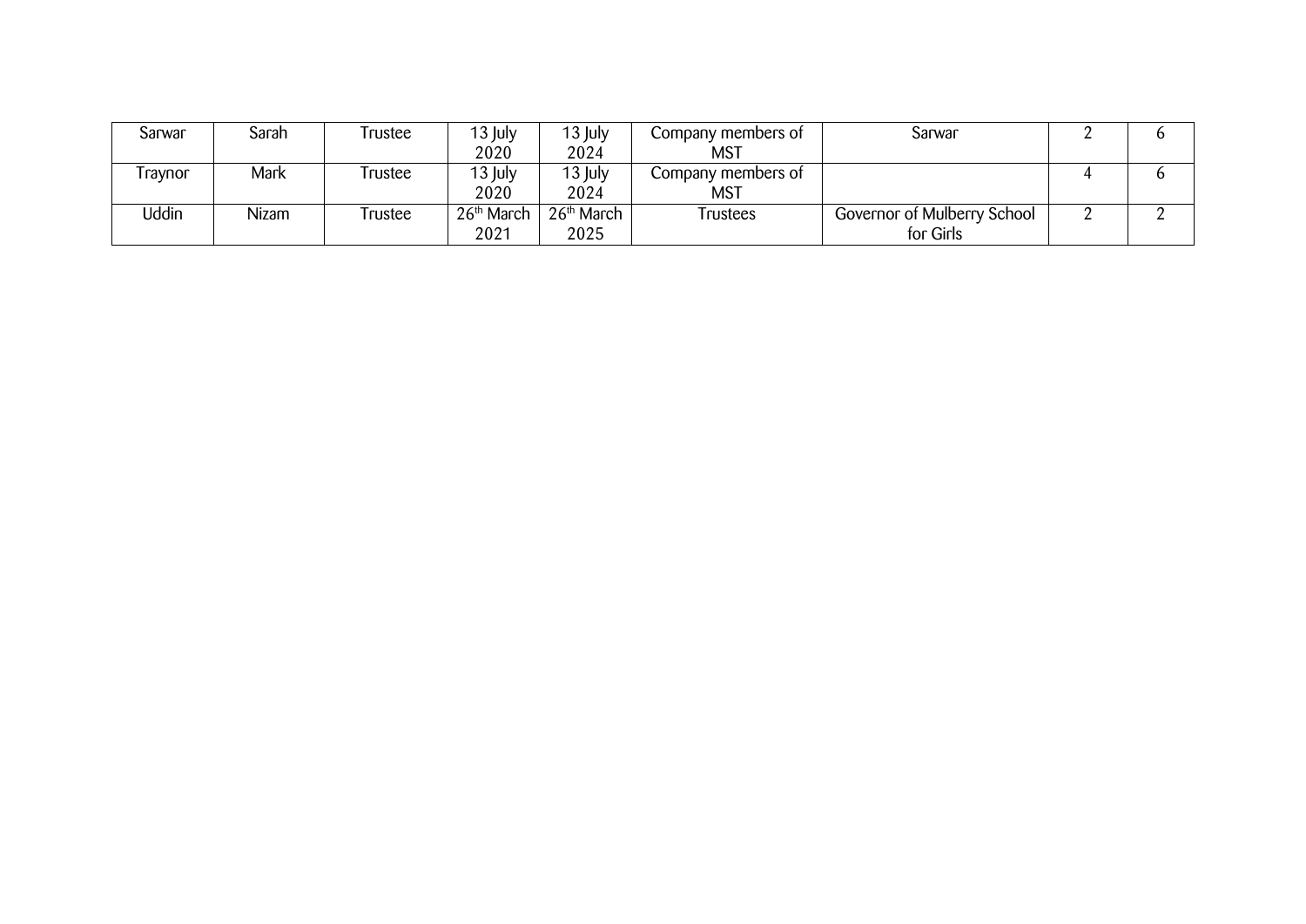| | | | | | | | | |
|---|---|---|---|---|---|---|---|---|
| Sarwar | Sarah | Trustee | 13 July 2020 | 13 July 2024 | Company members of MST | Sarwar | 2 | 6 |
| Traynor | Mark | Trustee | 13 July 2020 | 13 July 2024 | Company members of MST | | 4 | 6 |
| Uddin | Nizam | Trustee | 26th March 2021 | 26th March 2025 | Trustees | Governor of Mulberry School for Girls | 2 | 2 |